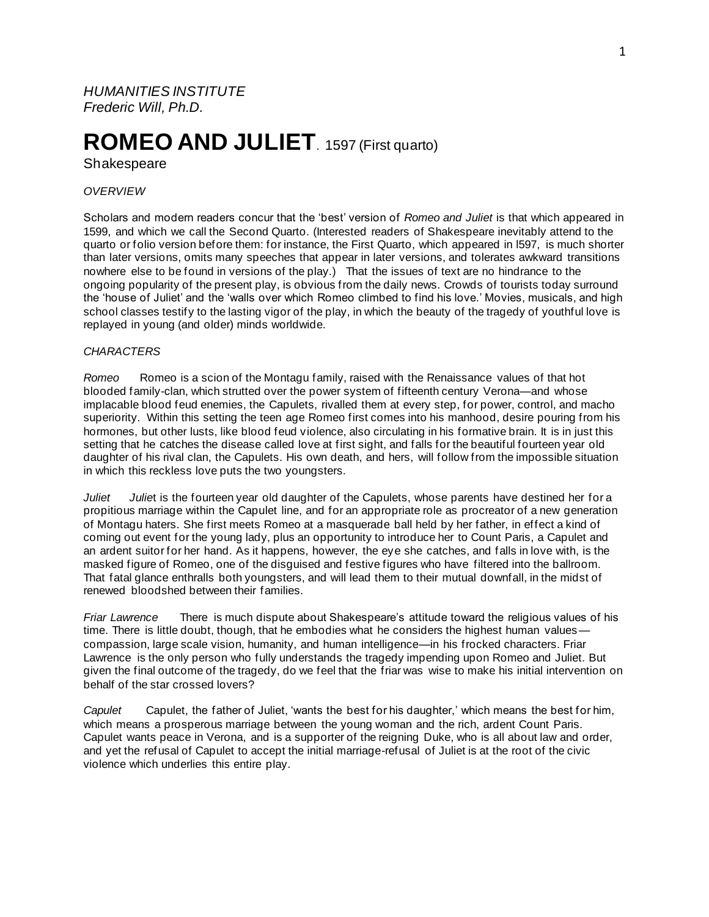*HUMANITIES INSTITUTE*
*Frederic Will, Ph.D.*

# ROMEO AND JULIET. 1597 (First quarto)

Shakespeare

*OVERVIEW*

Scholars and modern readers concur that the 'best' version of *Romeo and Juliet* is that which appeared in 1599, and which we call the Second Quarto. (Interested readers of Shakespeare inevitably attend to the quarto or folio version before them: for instance, the First Quarto, which appeared in l597, is much shorter than later versions, omits many speeches that appear in later versions, and tolerates awkward transitions nowhere else to be found in versions of the play.) That the issues of text are no hindrance to the ongoing popularity of the present play, is obvious from the daily news. Crowds of tourists today surround the 'house of Juliet' and the 'walls over which Romeo climbed to find his love.' Movies, musicals, and high school classes testify to the lasting vigor of the play, in which the beauty of the tragedy of youthful love is replayed in young (and older) minds worldwide.

*CHARACTERS*

*Romeo* Romeo is a scion of the Montagu family, raised with the Renaissance values of that hot blooded family-clan, which strutted over the power system of fifteenth century Verona—and whose implacable blood feud enemies, the Capulets, rivalled them at every step, for power, control, and macho superiority. Within this setting the teen age Romeo first comes into his manhood, desire pouring from his hormones, but other lusts, like blood feud violence, also circulating in his formative brain. It is in just this setting that he catches the disease called love at first sight, and falls for the beautiful fourteen year old daughter of his rival clan, the Capulets. His own death, and hers, will follow from the impossible situation in which this reckless love puts the two youngsters.

*Juliet* *Julie*t is the fourteen year old daughter of the Capulets, whose parents have destined her for a propitious marriage within the Capulet line, and for an appropriate role as procreator of a new generation of Montagu haters. She first meets Romeo at a masquerade ball held by her father, in effect a kind of coming out event for the young lady, plus an opportunity to introduce her to Count Paris, a Capulet and an ardent suitor for her hand. As it happens, however, the eye she catches, and falls in love with, is the masked figure of Romeo, one of the disguised and festive figures who have filtered into the ballroom. That fatal glance enthralls both youngsters, and will lead them to their mutual downfall, in the midst of renewed bloodshed between their families.

*Friar Lawrence* There is much dispute about Shakespeare's attitude toward the religious values of his time. There is little doubt, though, that he embodies what he considers the highest human values—compassion, large scale vision, humanity, and human intelligence—in his frocked characters. Friar Lawrence is the only person who fully understands the tragedy impending upon Romeo and Juliet. But given the final outcome of the tragedy, do we feel that the friar was wise to make his initial intervention on behalf of the star crossed lovers?

*Capulet* Capulet, the father of Juliet, 'wants the best for his daughter,' which means the best for him, which means a prosperous marriage between the young woman and the rich, ardent Count Paris. Capulet wants peace in Verona, and is a supporter of the reigning Duke, who is all about law and order, and yet the refusal of Capulet to accept the initial marriage-refusal of Juliet is at the root of the civic violence which underlies this entire play.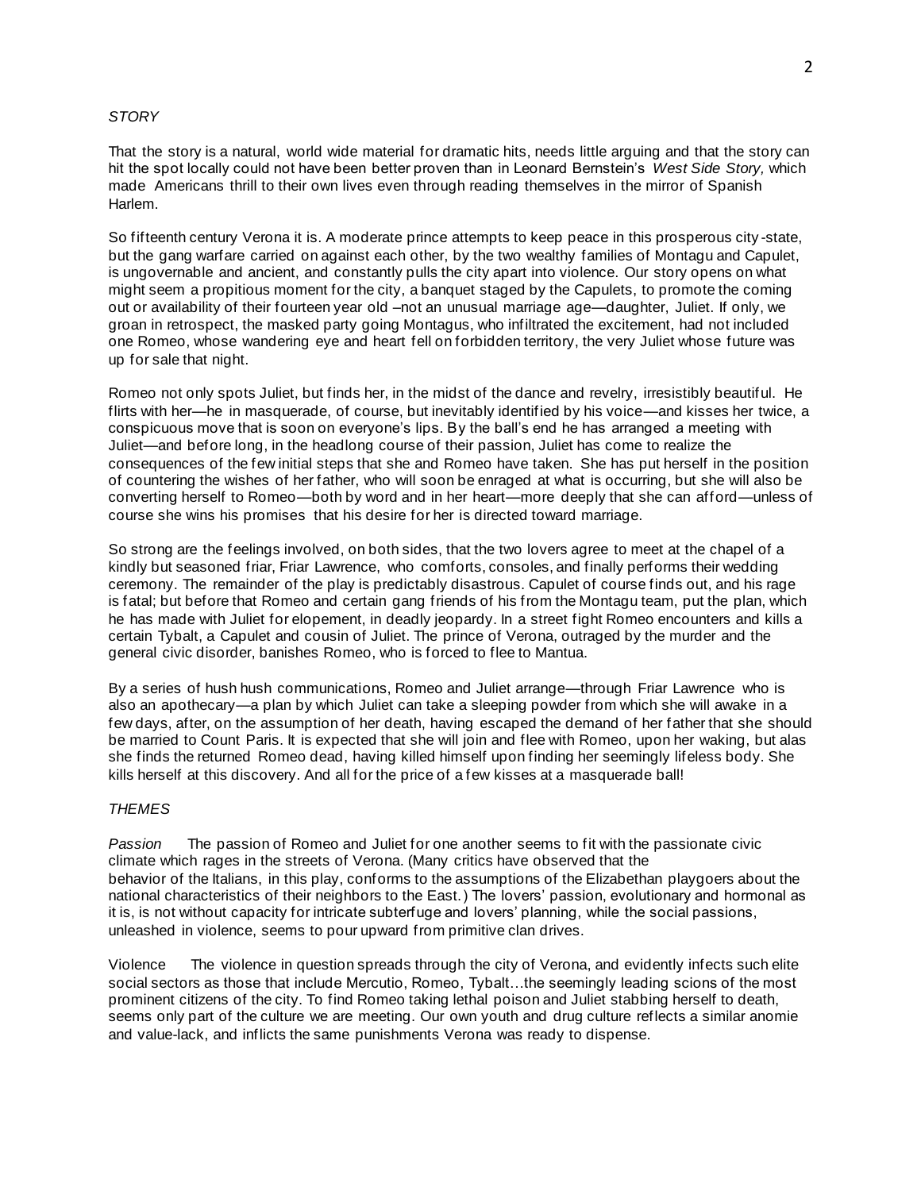*STORY*

That the story is a natural, world wide material for dramatic hits, needs little arguing and that the story can hit the spot locally could not have been better proven than in Leonard Bernstein's *West Side Story,* which made Americans thrill to their own lives even through reading themselves in the mirror of Spanish Harlem.

So fifteenth century Verona it is. A moderate prince attempts to keep peace in this prosperous city-state, but the gang warfare carried on against each other, by the two wealthy families of Montagu and Capulet, is ungovernable and ancient, and constantly pulls the city apart into violence. Our story opens on what might seem a propitious moment for the city, a banquet staged by the Capulets, to promote the coming out or availability of their fourteen year old –not an unusual marriage age—daughter, Juliet. If only, we groan in retrospect, the masked party going Montagus, who infiltrated the excitement, had not included one Romeo, whose wandering eye and heart fell on forbidden territory, the very Juliet whose future was up for sale that night.

Romeo not only spots Juliet, but finds her, in the midst of the dance and revelry, irresistibly beautiful. He flirts with her—he in masquerade, of course, but inevitably identified by his voice—and kisses her twice, a conspicuous move that is soon on everyone's lips. By the ball's end he has arranged a meeting with Juliet—and before long, in the headlong course of their passion, Juliet has come to realize the consequences of the few initial steps that she and Romeo have taken. She has put herself in the position of countering the wishes of her father, who will soon be enraged at what is occurring, but she will also be converting herself to Romeo—both by word and in her heart—more deeply that she can afford—unless of course she wins his promises that his desire for her is directed toward marriage.

So strong are the feelings involved, on both sides, that the two lovers agree to meet at the chapel of a kindly but seasoned friar, Friar Lawrence, who comforts, consoles, and finally performs their wedding ceremony. The remainder of the play is predictably disastrous. Capulet of course finds out, and his rage is fatal; but before that Romeo and certain gang friends of his from the Montagu team, put the plan, which he has made with Juliet for elopement, in deadly jeopardy. In a street fight Romeo encounters and kills a certain Tybalt, a Capulet and cousin of Juliet. The prince of Verona, outraged by the murder and the general civic disorder, banishes Romeo, who is forced to flee to Mantua.

By a series of hush hush communications, Romeo and Juliet arrange—through Friar Lawrence who is also an apothecary—a plan by which Juliet can take a sleeping powder from which she will awake in a few days, after, on the assumption of her death, having escaped the demand of her father that she should be married to Count Paris. It is expected that she will join and flee with Romeo, upon her waking, but alas she finds the returned Romeo dead, having killed himself upon finding her seemingly lifeless body. She kills herself at this discovery. And all for the price of a few kisses at a masquerade ball!

*THEMES*

*Passion* The passion of Romeo and Juliet for one another seems to fit with the passionate civic climate which rages in the streets of Verona. (Many critics have observed that the behavior of the Italians, in this play, conforms to the assumptions of the Elizabethan playgoers about the national characteristics of their neighbors to the East.) The lovers' passion, evolutionary and hormonal as it is, is not without capacity for intricate subterfuge and lovers' planning, while the social passions, unleashed in violence, seems to pour upward from primitive clan drives.

Violence The violence in question spreads through the city of Verona, and evidently infects such elite social sectors as those that include Mercutio, Romeo, Tybalt…the seemingly leading scions of the most prominent citizens of the city. To find Romeo taking lethal poison and Juliet stabbing herself to death, seems only part of the culture we are meeting. Our own youth and drug culture reflects a similar anomie and value-lack, and inflicts the same punishments Verona was ready to dispense.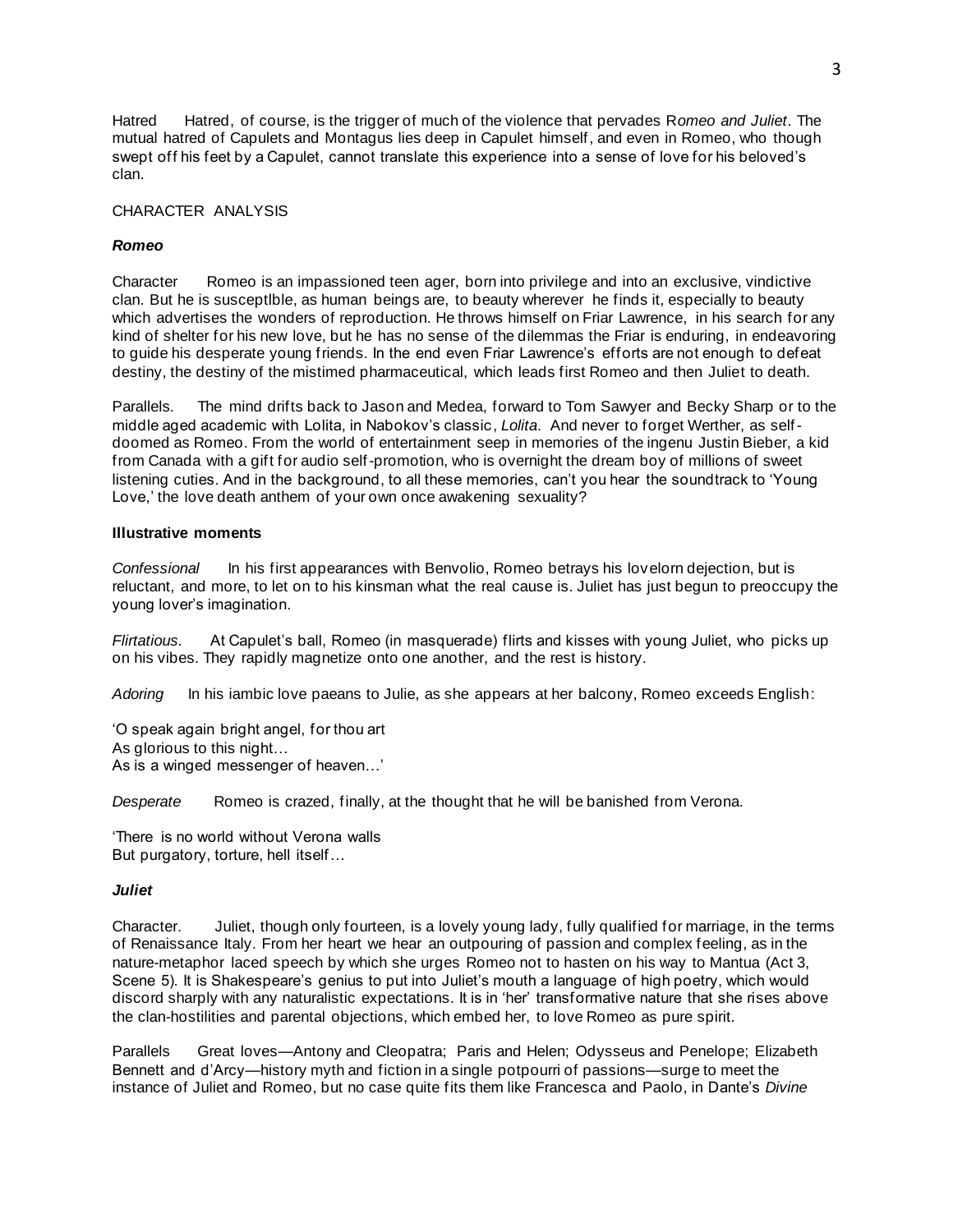Hatred  Hatred, of course, is the trigger of much of the violence that pervades R*omeo and Juliet*. The mutual hatred of Capulets and Montagus lies deep in Capulet himself, and even in Romeo, who though swept off his feet by a Capulet, cannot translate this experience into a sense of love for his beloved's clan.

CHARACTER ANALYSIS

***Romeo***

Character  Romeo is an impassioned teen ager, born into privilege and into an exclusive, vindictive clan. But he is susceptlble, as human beings are, to beauty wherever he finds it, especially to beauty which advertises the wonders of reproduction. He throws himself on Friar Lawrence, in his search for any kind of shelter for his new love, but he has no sense of the dilemmas the Friar is enduring, in endeavoring to guide his desperate young friends. In the end even Friar Lawrence's efforts are not enough to defeat destiny, the destiny of the mistimed pharmaceutical, which leads first Romeo and then Juliet to death.

Parallels.  The mind drifts back to Jason and Medea, forward to Tom Sawyer and Becky Sharp or to the middle aged academic with Lolita, in Nabokov's classic, *Lolita*. And never to forget Werther, as self-doomed as Romeo. From the world of entertainment seep in memories of the ingenu Justin Bieber, a kid from Canada with a gift for audio self-promotion, who is overnight the dream boy of millions of sweet listening cuties. And in the background, to all these memories, can't you hear the soundtrack to 'Young Love,' the love death anthem of your own once awakening sexuality?

**Illustrative moments**

*Confessional*  In his first appearances with Benvolio, Romeo betrays his lovelorn dejection, but is reluctant, and more, to let on to his kinsman what the real cause is. Juliet has just begun to preoccupy the young lover's imagination.

*Flirtatious.*  At Capulet's ball, Romeo (in masquerade) flirts and kisses with young Juliet, who picks up on his vibes. They rapidly magnetize onto one another, and the rest is history.

*Adoring*  In his iambic love paeans to Julie, as she appears at her balcony, Romeo exceeds English:

'O speak again bright angel, for thou art
As glorious to this night…
As is a winged messenger of heaven…'

*Desperate*  Romeo is crazed, finally, at the thought that he will be banished from Verona.

'There is no world without Verona walls
But purgatory, torture, hell itself…

***Juliet***

Character.  Juliet, though only fourteen, is a lovely young lady, fully qualified for marriage, in the terms of Renaissance Italy. From her heart we hear an outpouring of passion and complex feeling, as in the nature-metaphor laced speech by which she urges Romeo not to hasten on his way to Mantua (Act 3, Scene 5). It is Shakespeare's genius to put into Juliet's mouth a language of high poetry, which would discord sharply with any naturalistic expectations. It is in 'her' transformative nature that she rises above the clan-hostilities and parental objections, which embed her, to love Romeo as pure spirit.

Parallels  Great loves—Antony and Cleopatra; Paris and Helen; Odysseus and Penelope; Elizabeth Bennett and d'Arcy—history myth and fiction in a single potpourri of passions—surge to meet the instance of Juliet and Romeo, but no case quite fits them like Francesca and Paolo, in Dante's *Divine*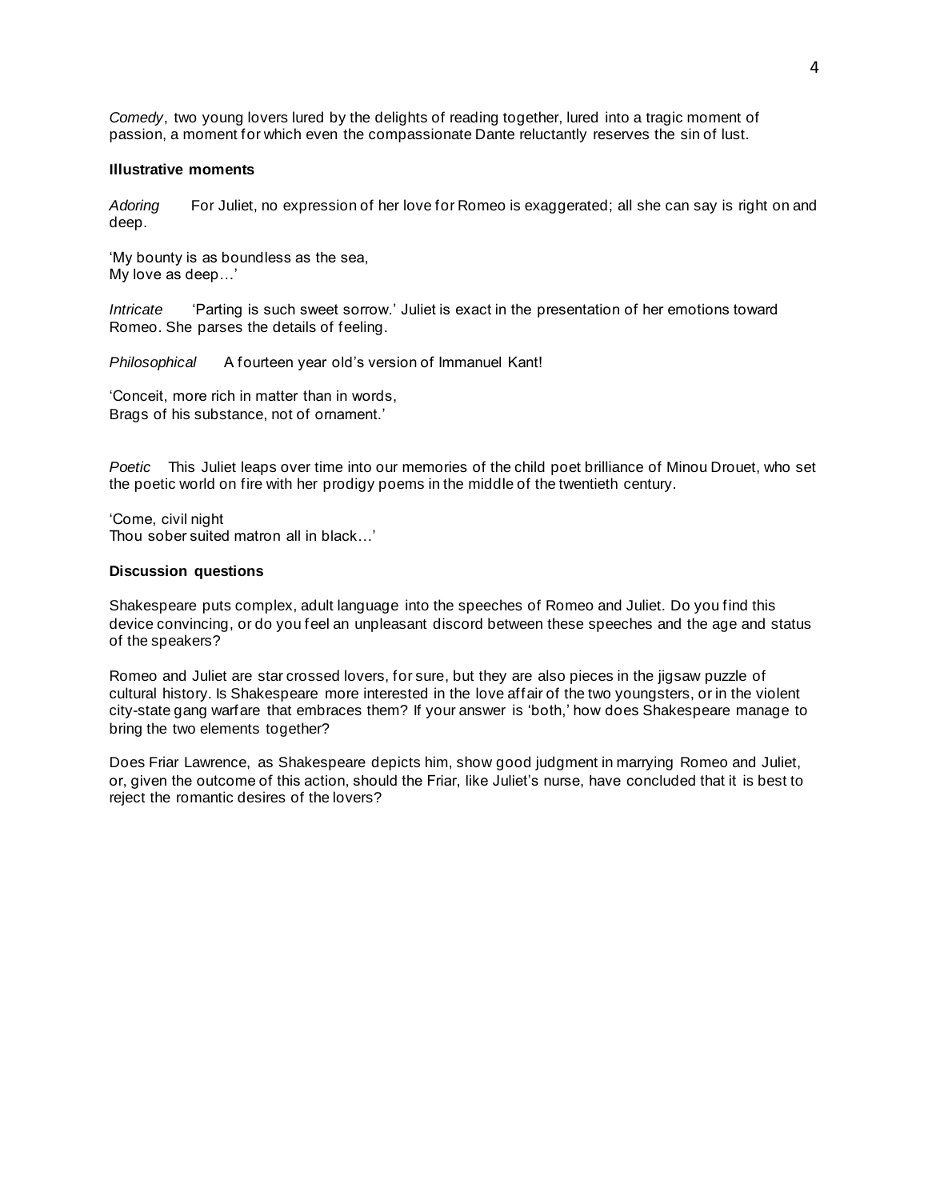*Comedy*, two young lovers lured by the delights of reading together, lured into a tragic moment of passion, a moment for which even the compassionate Dante reluctantly reserves the sin of lust.

**Illustrative moments**

*Adoring* For Juliet, no expression of her love for Romeo is exaggerated; all she can say is right on and deep.

'My bounty is as boundless as the sea,
My love as deep…'

*Intricate* 'Parting is such sweet sorrow.' Juliet is exact in the presentation of her emotions toward Romeo. She parses the details of feeling.

*Philosophical* A fourteen year old's version of Immanuel Kant!

'Conceit, more rich in matter than in words,
Brags of his substance, not of ornament.'

*Poetic* This Juliet leaps over time into our memories of the child poet brilliance of Minou Drouet, who set the poetic world on fire with her prodigy poems in the middle of the twentieth century.

'Come, civil night
Thou sober suited matron all in black…'

**Discussion questions**

Shakespeare puts complex, adult language into the speeches of Romeo and Juliet. Do you find this device convincing, or do you feel an unpleasant discord between these speeches and the age and status of the speakers?

Romeo and Juliet are star crossed lovers, for sure, but they are also pieces in the jigsaw puzzle of cultural history. Is Shakespeare more interested in the love affair of the two youngsters, or in the violent city-state gang warfare that embraces them? If your answer is 'both,' how does Shakespeare manage to bring the two elements together?

Does Friar Lawrence, as Shakespeare depicts him, show good judgment in marrying Romeo and Juliet, or, given the outcome of this action, should the Friar, like Juliet's nurse, have concluded that it is best to reject the romantic desires of the lovers?